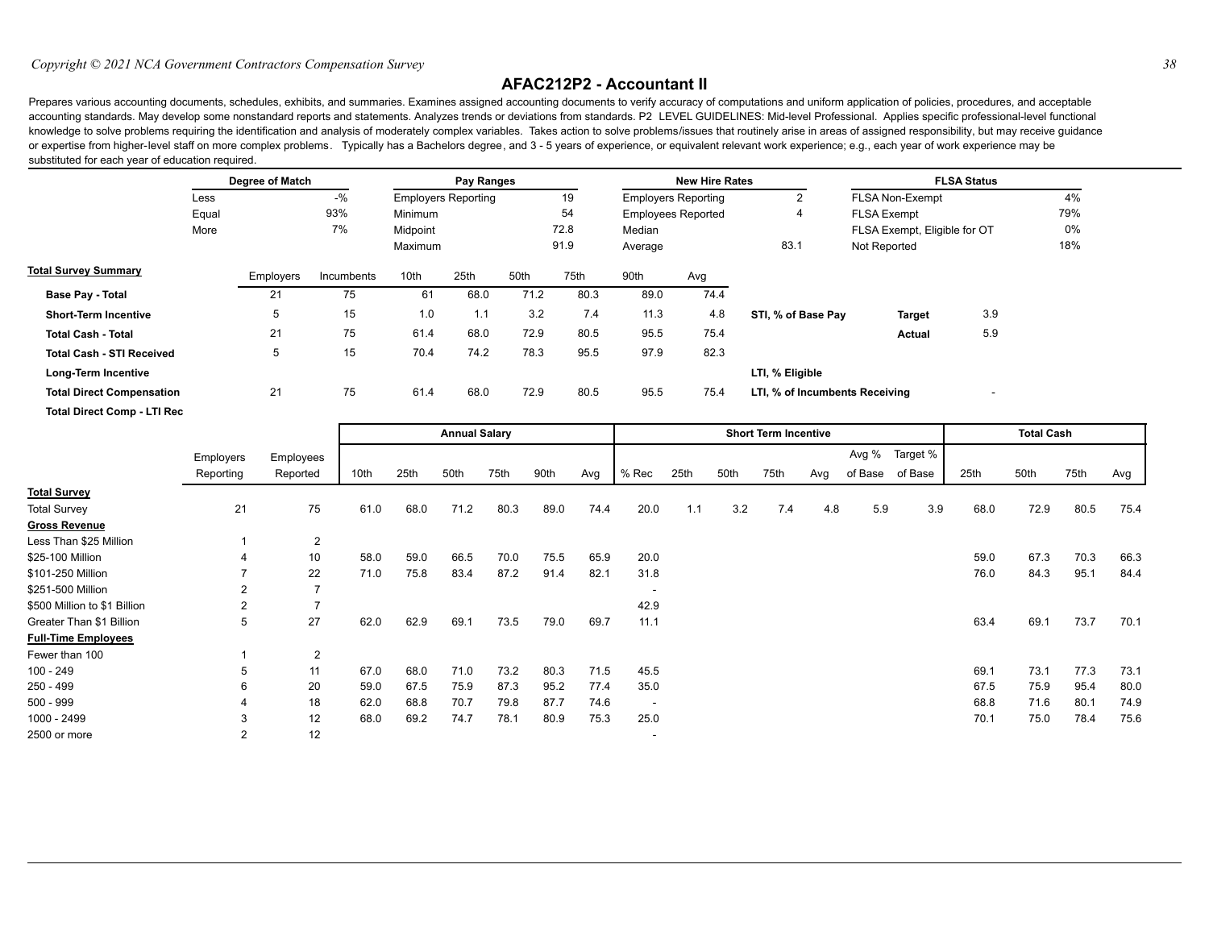# AFAC212P2 - Accountant II

Prepares various accounting documents, schedules, exhibits, and summaries. Examines assigned accounting documents to verify accuracy of computations and uniform application of policies, procedures, and acceptable accounting standards. May develop some nonstandard reports and statements. Analyzes trends or deviations from standards. P2 LEVEL GUIDELINES: Mid-level Professional. Applies specific professional-level functional knowledge to solve problems requiring the identification and analysis of moderately complex variables. Takes action to solve problems/issues that routinely arise in areas of assigned responsibility, but may receive guidance or expertise from higher-level staff on more complex problems. Typically has a Bachelors degree, and 3 - 5 years of experience, or equivalent relevant work experience; e.g., each year of work experience may be substituted for each year of education required.

| Degree of Match | | Pay Ranges | | New Hire Rates | | FLSA Status | |
|---|---|---|---|---|---|---|---|
| Less | -% | Employers Reporting | 19 | Employers Reporting | 2 | FLSA Non-Exempt | 4% |
| Equal | 93% | Minimum | 54 | Employees Reported | 4 | FLSA Exempt | 79% |
| More | 7% | Midpoint | 72.8 | Median | | FLSA Exempt, Eligible for OT | 0% |
| | | Maximum | 91.9 | Average | 83.1 | Not Reported | 18% |

| Total Survey Summary | Employers | Incumbents | 10th | 25th | 50th | 75th | 90th | Avg | | | |
|---|---|---|---|---|---|---|---|---|---|---|---|
| **Base Pay - Total** | 21 | 75 | 61 | 68.0 | 71.2 | 80.3 | 89.0 | 74.4 | | | |
| **Short-Term Incentive** | 5 | 15 | 1.0 | 1.1 | 3.2 | 7.4 | 11.3 | 4.8 | **STI, % of Base Pay** | **Target** | 3.9 |
| **Total Cash - Total** | 21 | 75 | 61.4 | 68.0 | 72.9 | 80.5 | 95.5 | 75.4 | | **Actual** | 5.9 |
| **Total Cash - STI Received** | 5 | 15 | 70.4 | 74.2 | 78.3 | 95.5 | 97.9 | 82.3 | | | |
| **Long-Term Incentive** | | | | | | | | | **LTI, % Eligible** | | |
| **Total Direct Compensation** | 21 | 75 | 61.4 | 68.0 | 72.9 | 80.5 | 95.5 | 75.4 | **LTI, % of Incumbents Receiving** | | - |
| **Total Direct Comp - LTI Rec** | | | | | | | | | | | |

| | | | Annual Salary | | | | | | Short Term Incentive | | | | | | | Total Cash | | | |
|---|---|---|---|---|---|---|---|---|---|---|---|---|---|---|---|---|---|---|---|
| | Employers Reporting | Employees Reported | 10th | 25th | 50th | 75th | 90th | Avg | % Rec | 25th | 50th | 75th | Avg | Avg % of Base | Target % of Base | 25th | 50th | 75th | Avg |
| **Total Survey** | | | | | | | | | | | | | | | | | | | |
| Total Survey | 21 | 75 | 61.0 | 68.0 | 71.2 | 80.3 | 89.0 | 74.4 | 20.0 | 1.1 | 3.2 | 7.4 | 4.8 | 5.9 | 3.9 | 68.0 | 72.9 | 80.5 | 75.4 |
| **Gross Revenue** | | | | | | | | | | | | | | | | | | | |
| Less Than $25 Million | 1 | 2 | | | | | | | | | | | | | | | | | |
| $25-100 Million | 4 | 10 | 58.0 | 59.0 | 66.5 | 70.0 | 75.5 | 65.9 | 20.0 | | | | | | | 59.0 | 67.3 | 70.3 | 66.3 |
| $101-250 Million | 7 | 22 | 71.0 | 75.8 | 83.4 | 87.2 | 91.4 | 82.1 | 31.8 | | | | | | | 76.0 | 84.3 | 95.1 | 84.4 |
| $251-500 Million | 2 | 7 | | | | | | | - | | | | | | | | | | |
| $500 Million to $1 Billion | 2 | 7 | | | | | | | 42.9 | | | | | | | | | | |
| Greater Than $1 Billion | 5 | 27 | 62.0 | 62.9 | 69.1 | 73.5 | 79.0 | 69.7 | 11.1 | | | | | | | 63.4 | 69.1 | 73.7 | 70.1 |
| **Full-Time Employees** | | | | | | | | | | | | | | | | | | | |
| Fewer than 100 | 1 | 2 | | | | | | | | | | | | | | | | | |
| 100 - 249 | 5 | 11 | 67.0 | 68.0 | 71.0 | 73.2 | 80.3 | 71.5 | 45.5 | | | | | | | 69.1 | 73.1 | 77.3 | 73.1 |
| 250 - 499 | 6 | 20 | 59.0 | 67.5 | 75.9 | 87.3 | 95.2 | 77.4 | 35.0 | | | | | | | 67.5 | 75.9 | 95.4 | 80.0 |
| 500 - 999 | 4 | 18 | 62.0 | 68.8 | 70.7 | 79.8 | 87.7 | 74.6 | - | | | | | | | 68.8 | 71.6 | 80.1 | 74.9 |
| 1000 - 2499 | 3 | 12 | 68.0 | 69.2 | 74.7 | 78.1 | 80.9 | 75.3 | 25.0 | | | | | | | 70.1 | 75.0 | 78.4 | 75.6 |
| 2500 or more | 2 | 12 | | | | | | | - | | | | | | | | | | |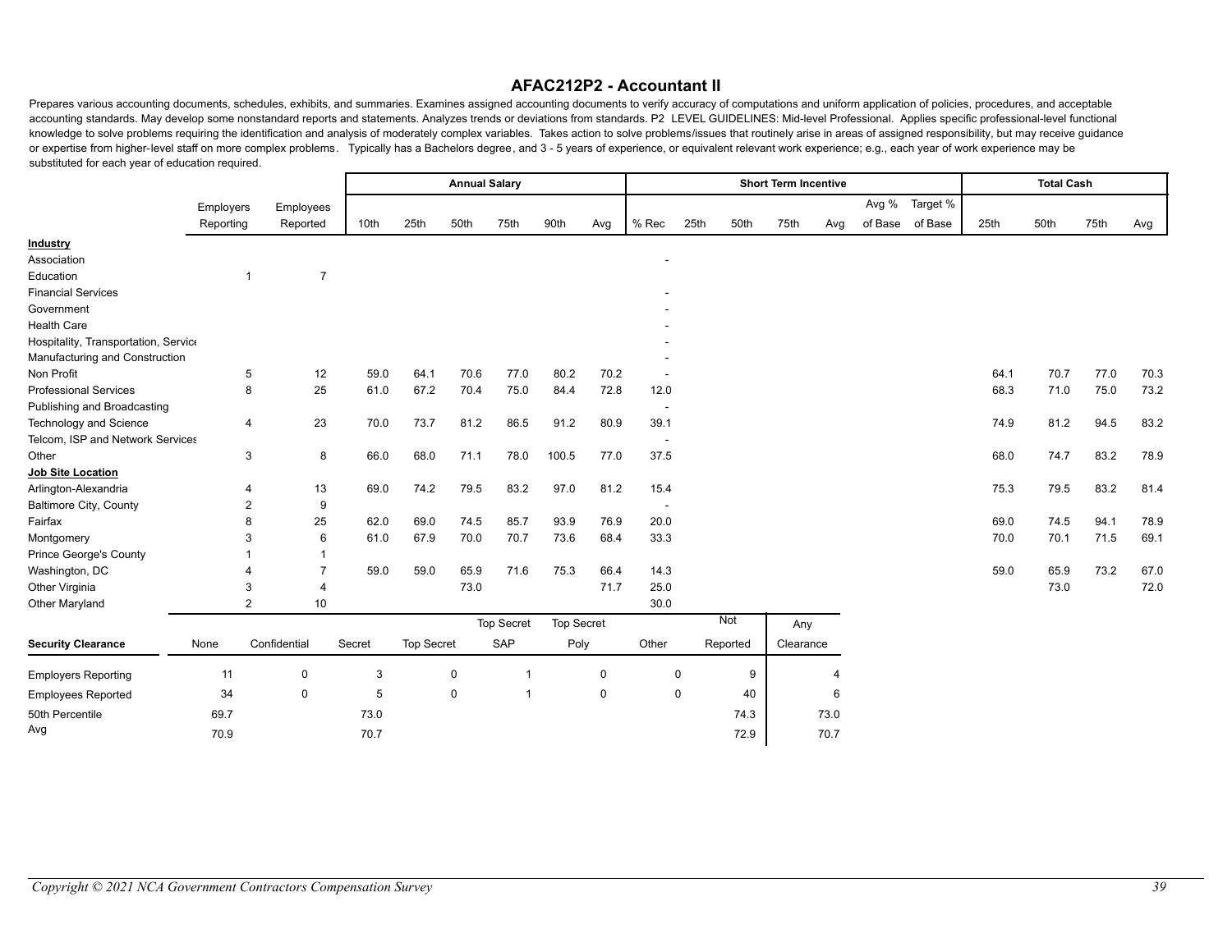## AFAC212P2 - Accountant II

Prepares various accounting documents, schedules, exhibits, and summaries. Examines assigned accounting documents to verify accuracy of computations and uniform application of policies, procedures, and acceptable accounting standards. May develop some nonstandard reports and statements. Analyzes trends or deviations from standards. P2 LEVEL GUIDELINES: Mid-level Professional. Applies specific professional-level functional knowledge to solve problems requiring the identification and analysis of moderately complex variables. Takes action to solve problems/issues that routinely arise in areas of assigned responsibility, but may receive guidance or expertise from higher-level staff on more complex problems. Typically has a Bachelors degree, and 3 - 5 years of experience, or equivalent relevant work experience; e.g., each year of work experience may be substituted for each year of education required.

| | | | Annual Salary | | | | | | Short Term Incentive | | | | | | | Total Cash | | | |
|---|---|---|---|---|---|---|---|---|---|---|---|---|---|---|---|---|---|---|---|
| | Employers Reporting | Employees Reported | 10th | 25th | 50th | 75th | 90th | Avg | % Rec | 25th | 50th | 75th | Avg | Avg % of Base | Target % of Base | 25th | 50th | 75th | Avg |
| **Industry** | | | | | | | | | | | | | | | | | | | |
| Association | | | | | | | | | - | | | | | | | | | | |
| Education | 1 | 7 | | | | | | | | | | | | | | | | | |
| Financial Services | | | | | | | | | - | | | | | | | | | | |
| Government | | | | | | | | | - | | | | | | | | | | |
| Health Care | | | | | | | | | - | | | | | | | | | | |
| Hospitality, Transportation, Service | | | | | | | | | - | | | | | | | | | | |
| Manufacturing and Construction | | | | | | | | | - | | | | | | | | | | |
| Non Profit | 5 | 12 | 59.0 | 64.1 | 70.6 | 77.0 | 80.2 | 70.2 | - | | | | | | | 64.1 | 70.7 | 77.0 | 70.3 |
| Professional Services | 8 | 25 | 61.0 | 67.2 | 70.4 | 75.0 | 84.4 | 72.8 | 12.0 | | | | | | | 68.3 | 71.0 | 75.0 | 73.2 |
| Publishing and Broadcasting | | | | | | | | | - | | | | | | | | | | |
| Technology and Science | 4 | 23 | 70.0 | 73.7 | 81.2 | 86.5 | 91.2 | 80.9 | 39.1 | | | | | | | 74.9 | 81.2 | 94.5 | 83.2 |
| Telcom, ISP and Network Services | | | | | | | | | - | | | | | | | | | | |
| Other | 3 | 8 | 66.0 | 68.0 | 71.1 | 78.0 | 100.5 | 77.0 | 37.5 | | | | | | | 68.0 | 74.7 | 83.2 | 78.9 |
| **Job Site Location** | | | | | | | | | | | | | | | | | | | |
| Arlington-Alexandria | 4 | 13 | 69.0 | 74.2 | 79.5 | 83.2 | 97.0 | 81.2 | 15.4 | | | | | | | 75.3 | 79.5 | 83.2 | 81.4 |
| Baltimore City, County | 2 | 9 | | | | | | | - | | | | | | | | | | |
| Fairfax | 8 | 25 | 62.0 | 69.0 | 74.5 | 85.7 | 93.9 | 76.9 | 20.0 | | | | | | | 69.0 | 74.5 | 94.1 | 78.9 |
| Montgomery | 3 | 6 | 61.0 | 67.9 | 70.0 | 70.7 | 73.6 | 68.4 | 33.3 | | | | | | | 70.0 | 70.1 | 71.5 | 69.1 |
| Prince George's County | 1 | 1 | | | | | | | | | | | | | | | | | |
| Washington, DC | 4 | 7 | 59.0 | 59.0 | 65.9 | 71.6 | 75.3 | 66.4 | 14.3 | | | | | | | 59.0 | 65.9 | 73.2 | 67.0 |
| Other Virginia | 3 | 4 | | | 73.0 | | | 71.7 | 25.0 | | | | | | | | 73.0 | | 72.0 |
| Other Maryland | 2 | 10 | | | | | | | 30.0 | | | | | | | | | | |

| Security Clearance | None | Confidential | Secret | Top Secret | Top Secret SAP | Top Secret Poly | Other | Not Reported | Any Clearance |
|---|---|---|---|---|---|---|---|---|---|
| Employers Reporting | 11 | 0 | 3 | 0 | 1 | 0 | 0 | 9 | 4 |
| Employees Reported | 34 | 0 | 5 | 0 | 1 | 0 | 0 | 40 | 6 |
| 50th Percentile | 69.7 | | 73.0 | | | | | 74.3 | 73.0 |
| Avg | 70.9 | | 70.7 | | | | | 72.9 | 70.7 |

*Copyright © 2021 NCA Government Contractors Compensation Survey*